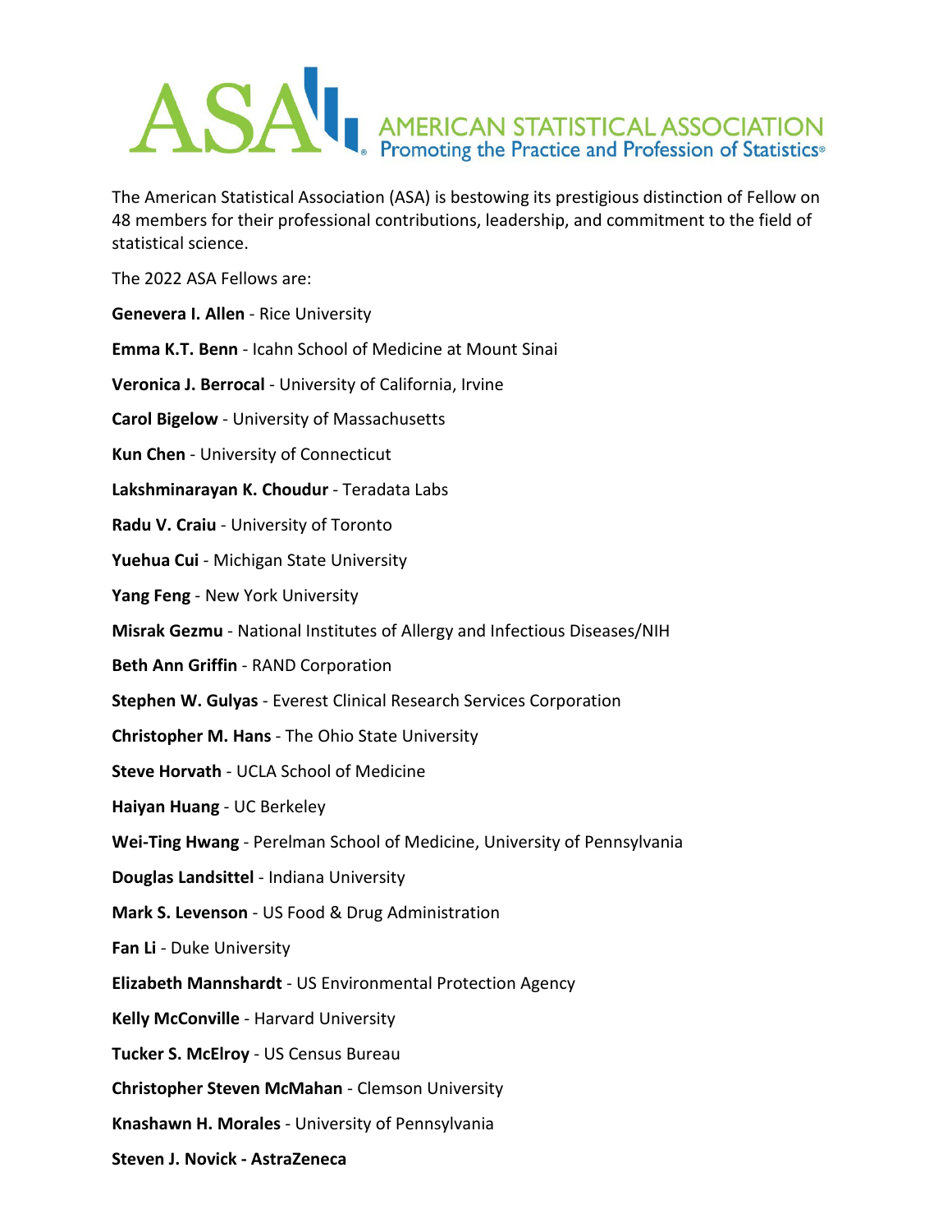# AMERICAN STATISTICAL ASSOCIATION
Promoting the Practice and Profession of Statistics®

The American Statistical Association (ASA) is bestowing its prestigious distinction of Fellow on 48 members for their professional contributions, leadership, and commitment to the field of statistical science.

The 2022 ASA Fellows are:

**Genevera I. Allen** - Rice University

**Emma K.T. Benn** - Icahn School of Medicine at Mount Sinai

**Veronica J. Berrocal** - University of California, Irvine

**Carol Bigelow** - University of Massachusetts

**Kun Chen** - University of Connecticut

**Lakshminarayan K. Choudur** - Teradata Labs

**Radu V. Craiu** - University of Toronto

**Yuehua Cui** - Michigan State University

**Yang Feng** - New York University

**Misrak Gezmu** - National Institutes of Allergy and Infectious Diseases/NIH

**Beth Ann Griffin** - RAND Corporation

**Stephen W. Gulyas** - Everest Clinical Research Services Corporation

**Christopher M. Hans** - The Ohio State University

**Steve Horvath** - UCLA School of Medicine

**Haiyan Huang** - UC Berkeley

**Wei-Ting Hwang** - Perelman School of Medicine, University of Pennsylvania

**Douglas Landsittel** - Indiana University

**Mark S. Levenson** - US Food & Drug Administration

**Fan Li** - Duke University

**Elizabeth Mannshardt** - US Environmental Protection Agency

**Kelly McConville** - Harvard University

**Tucker S. McElroy** - US Census Bureau

**Christopher Steven McMahan** - Clemson University

**Knashawn H. Morales** - University of Pennsylvania

**Steven J. Novick - AstraZeneca**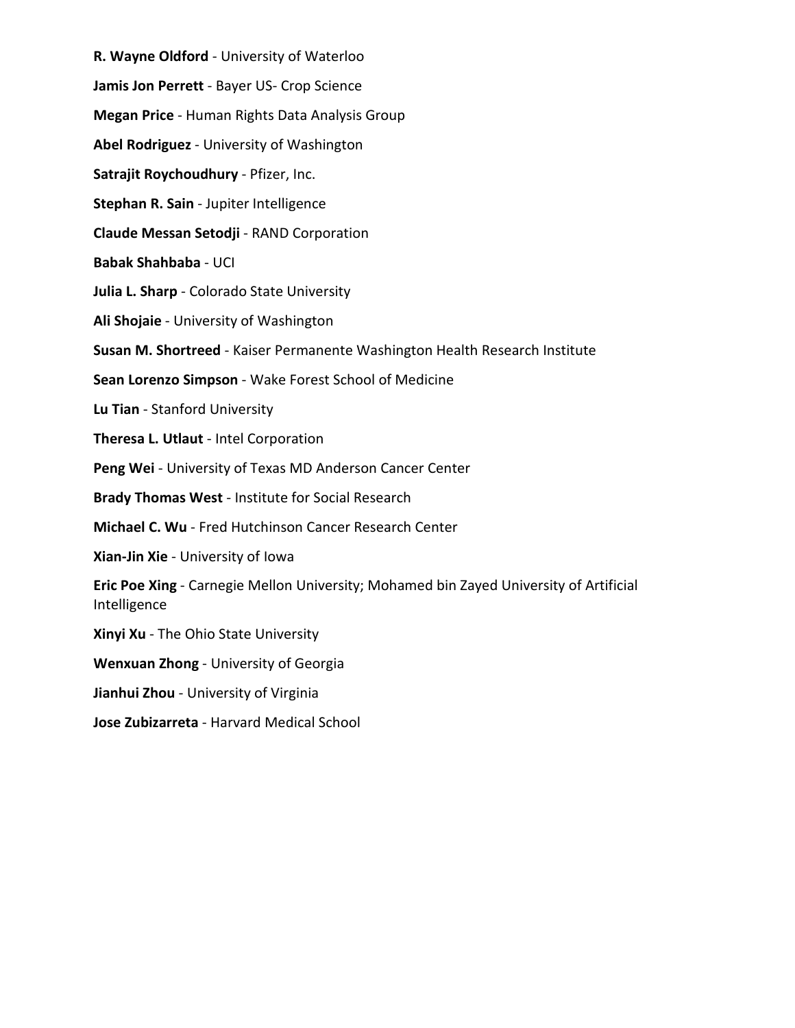**R. Wayne Oldford** - University of Waterloo

**Jamis Jon Perrett** - Bayer US- Crop Science

**Megan Price** - Human Rights Data Analysis Group

**Abel Rodriguez** - University of Washington

**Satrajit Roychoudhury** - Pfizer, Inc.

**Stephan R. Sain** - Jupiter Intelligence

**Claude Messan Setodji** - RAND Corporation

**Babak Shahbaba** - UCI

**Julia L. Sharp** - Colorado State University

**Ali Shojaie** - University of Washington

**Susan M. Shortreed** - Kaiser Permanente Washington Health Research Institute

**Sean Lorenzo Simpson** - Wake Forest School of Medicine

**Lu Tian** - Stanford University

**Theresa L. Utlaut** - Intel Corporation

**Peng Wei** - University of Texas MD Anderson Cancer Center

**Brady Thomas West** - Institute for Social Research

**Michael C. Wu** - Fred Hutchinson Cancer Research Center

**Xian-Jin Xie** - University of Iowa

**Eric Poe Xing** - Carnegie Mellon University; Mohamed bin Zayed University of Artificial Intelligence

**Xinyi Xu** - The Ohio State University

**Wenxuan Zhong** - University of Georgia

**Jianhui Zhou** - University of Virginia

**Jose Zubizarreta** - Harvard Medical School